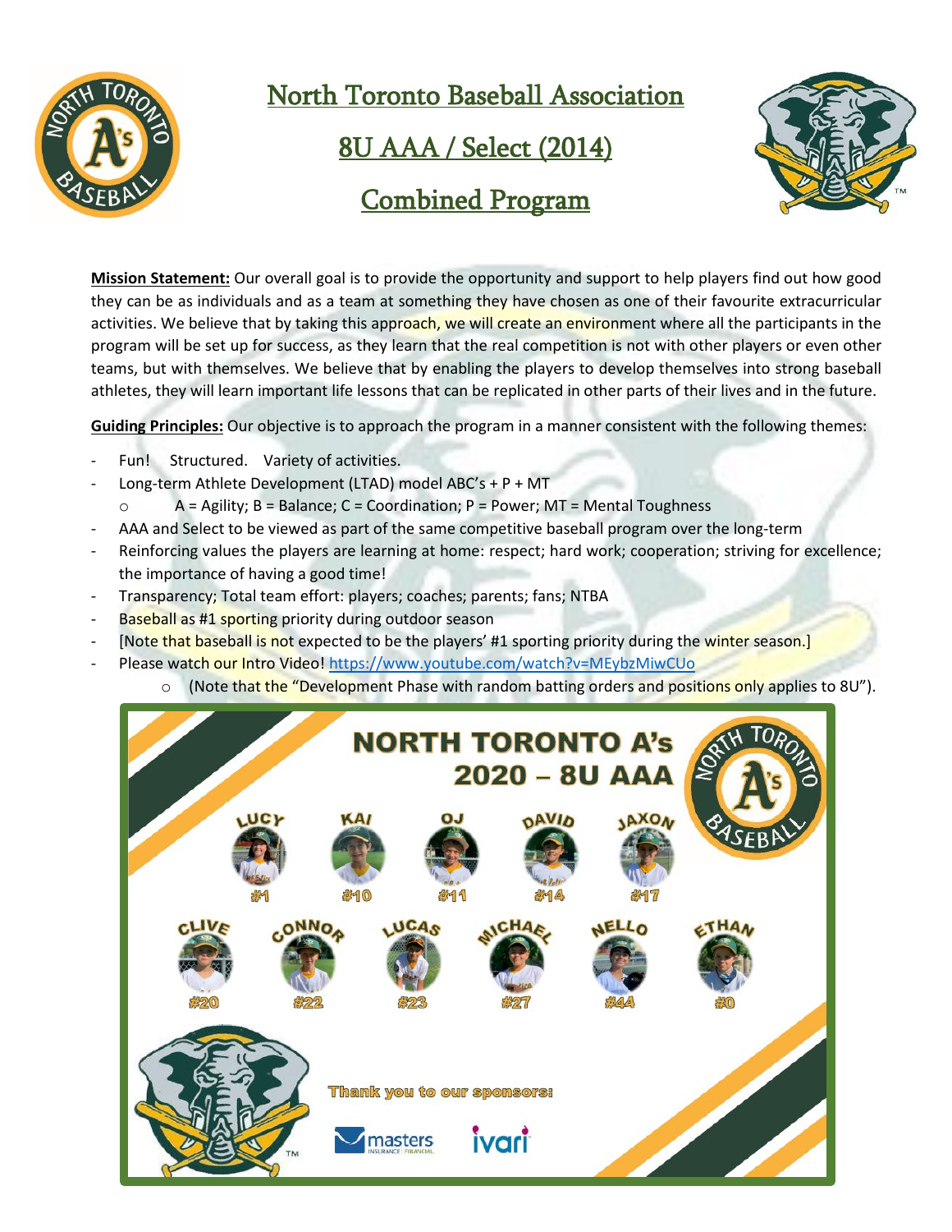# North Toronto Baseball Association

## 8U AAA / Select (2014)

## Combined Program

**Mission Statement:** Our overall goal is to provide the opportunity and support to help players find out how good they can be as individuals and as a team at something they have chosen as one of their favourite extracurricular activities. We believe that by taking this approach, we will create an environment where all the participants in the program will be set up for success, as they learn that the real competition is not with other players or even other teams, but with themselves. We believe that by enabling the players to develop themselves into strong baseball athletes, they will learn important life lessons that can be replicated in other parts of their lives and in the future.

**Guiding Principles:** Our objective is to approach the program in a manner consistent with the following themes:

- Fun! Structured. Variety of activities.
- Long-term Athlete Development (LTAD) model ABC's + P + MT
  - A = Agility; B = Balance; C = Coordination; P = Power; MT = Mental Toughness
- AAA and Select to be viewed as part of the same competitive baseball program over the long-term
- Reinforcing values the players are learning at home: respect; hard work; cooperation; striving for excellence; the importance of having a good time!
- Transparency; Total team effort: players; coaches; parents; fans; NTBA
- Baseball as #1 sporting priority during outdoor season
- [Note that baseball is not expected to be the players' #1 sporting priority during the winter season.]
- Please watch our Intro Video! https://www.youtube.com/watch?v=MEybzMiwCUo
  - (Note that the "Development Phase with random batting orders and positions only applies to 8U").

**NORTH TORONTO A's**
**2020 – 8U AAA**

LUCY #1, KAI #10, OJ #11, DAVID #14, JAXON #17, CLIVE #20, CONNOR #22, LUCAS #23, MICHAEL #27, NELLO #44, ETHAN #0

Thank you to our sponsors:

masters INSURANCE | FINANCIAL, ivari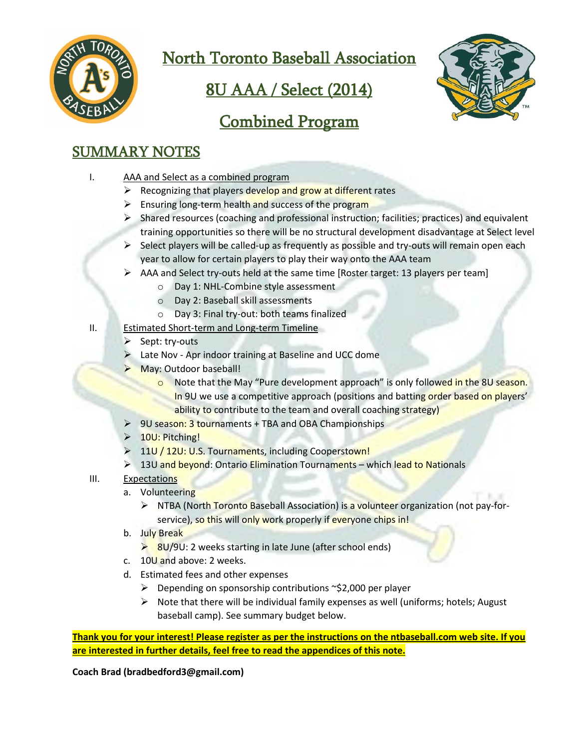# North Toronto Baseball Association

# 8U AAA / Select (2014)

# Combined Program

## SUMMARY NOTES

I. AAA and Select as a combined program
- Recognizing that players develop and grow at different rates
- Ensuring long-term health and success of the program
- Shared resources (coaching and professional instruction; facilities; practices) and equivalent training opportunities so there will be no structural development disadvantage at Select level
- Select players will be called-up as frequently as possible and try-outs will remain open each year to allow for certain players to play their way onto the AAA team
- AAA and Select try-outs held at the same time [Roster target: 13 players per team]
  - Day 1: NHL-Combine style assessment
  - Day 2: Baseball skill assessments
  - Day 3: Final try-out: both teams finalized

II. Estimated Short-term and Long-term Timeline
- Sept: try-outs
- Late Nov - Apr indoor training at Baseline and UCC dome
- May: Outdoor baseball!
  - Note that the May "Pure development approach" is only followed in the 8U season. In 9U we use a competitive approach (positions and batting order based on players' ability to contribute to the team and overall coaching strategy)
- 9U season: 3 tournaments + TBA and OBA Championships
- 10U: Pitching!
- 11U / 12U: U.S. Tournaments, including Cooperstown!
- 13U and beyond: Ontario Elimination Tournaments – which lead to Nationals

III. Expectations

a. Volunteering
   - NTBA (North Toronto Baseball Association) is a volunteer organization (not pay-for-service), so this will only work properly if everyone chips in!

b. July Break
   - 8U/9U: 2 weeks starting in late June (after school ends)

c. 10U and above: 2 weeks.

d. Estimated fees and other expenses
   - Depending on sponsorship contributions ~$2,000 per player
   - Note that there will be individual family expenses as well (uniforms; hotels; August baseball camp). See summary budget below.

**Thank you for your interest! Please register as per the instructions on the ntbaseball.com web site. If you are interested in further details, feel free to read the appendices of this note.**

**Coach Brad (bradbedford3@gmail.com)**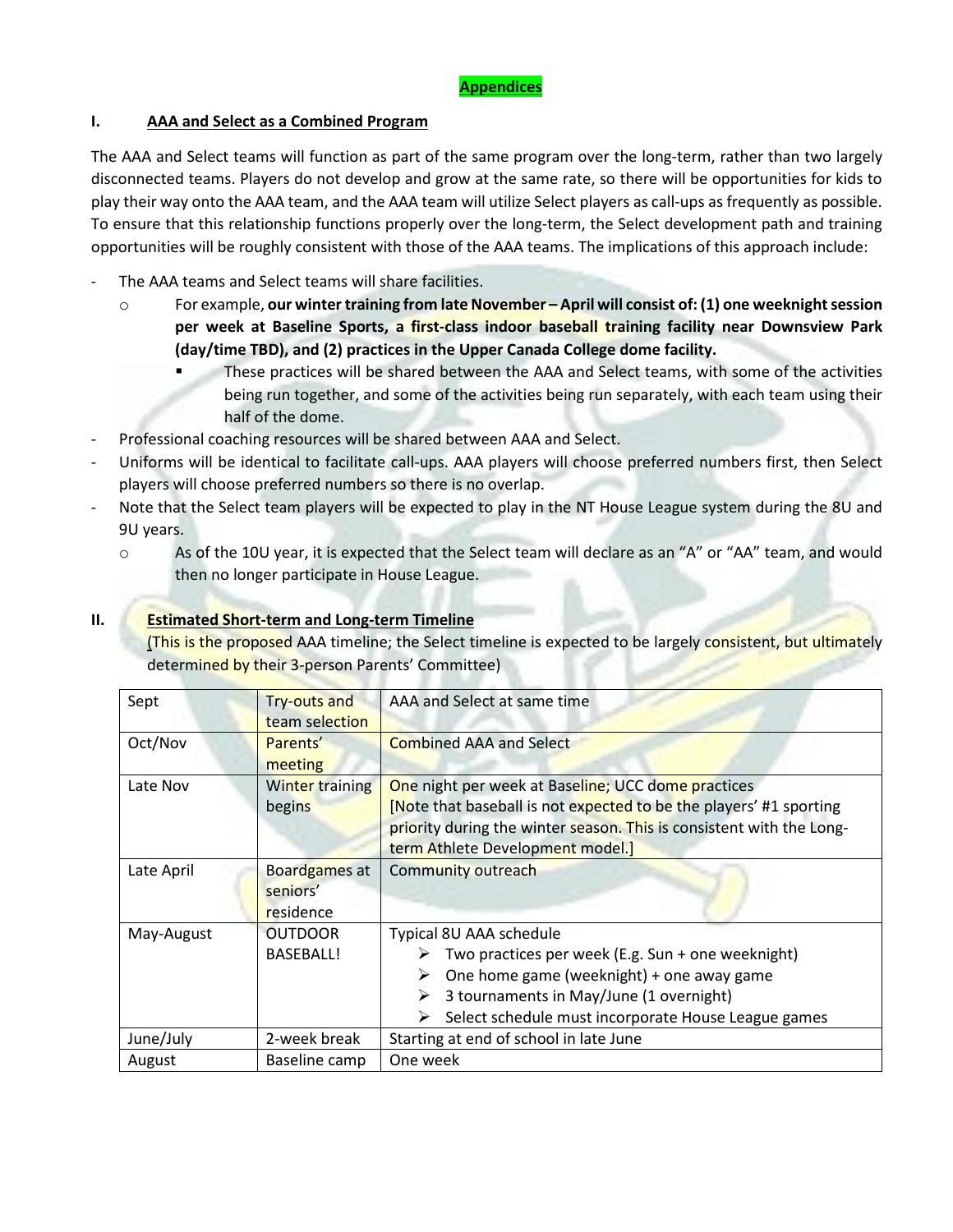# Appendices

## I. AAA and Select as a Combined Program

The AAA and Select teams will function as part of the same program over the long-term, rather than two largely disconnected teams. Players do not develop and grow at the same rate, so there will be opportunities for kids to play their way onto the AAA team, and the AAA team will utilize Select players as call-ups as frequently as possible. To ensure that this relationship functions properly over the long-term, the Select development path and training opportunities will be roughly consistent with those of the AAA teams. The implications of this approach include:

- The AAA teams and Select teams will share facilities.
  - For example, **our winter training from late November – April will consist of: (1) one weeknight session per week at Baseline Sports, a first-class indoor baseball training facility near Downsview Park (day/time TBD), and (2) practices in the Upper Canada College dome facility.**
    - These practices will be shared between the AAA and Select teams, with some of the activities being run together, and some of the activities being run separately, with each team using their half of the dome.
- Professional coaching resources will be shared between AAA and Select.
- Uniforms will be identical to facilitate call-ups. AAA players will choose preferred numbers first, then Select players will choose preferred numbers so there is no overlap.
- Note that the Select team players will be expected to play in the NT House League system during the 8U and 9U years.
  - As of the 10U year, it is expected that the Select team will declare as an "A" or "AA" team, and would then no longer participate in House League.

## II. Estimated Short-term and Long-term Timeline

(This is the proposed AAA timeline; the Select timeline is expected to be largely consistent, but ultimately determined by their 3-person Parents' Committee)

| Sept | Try-outs and team selection | AAA and Select at same time |
|---|---|---|
| Oct/Nov | Parents' meeting | Combined AAA and Select |
| Late Nov | Winter training begins | One night per week at Baseline; UCC dome practices<br>[Note that baseball is not expected to be the players' #1 sporting priority during the winter season. This is consistent with the Long-term Athlete Development model.] |
| Late April | Boardgames at seniors' residence | Community outreach |
| May-August | OUTDOOR BASEBALL! | Typical 8U AAA schedule<br>➢ Two practices per week (E.g. Sun + one weeknight)<br>➢ One home game (weeknight) + one away game<br>➢ 3 tournaments in May/June (1 overnight)<br>➢ Select schedule must incorporate House League games |
| June/July | 2-week break | Starting at end of school in late June |
| August | Baseline camp | One week |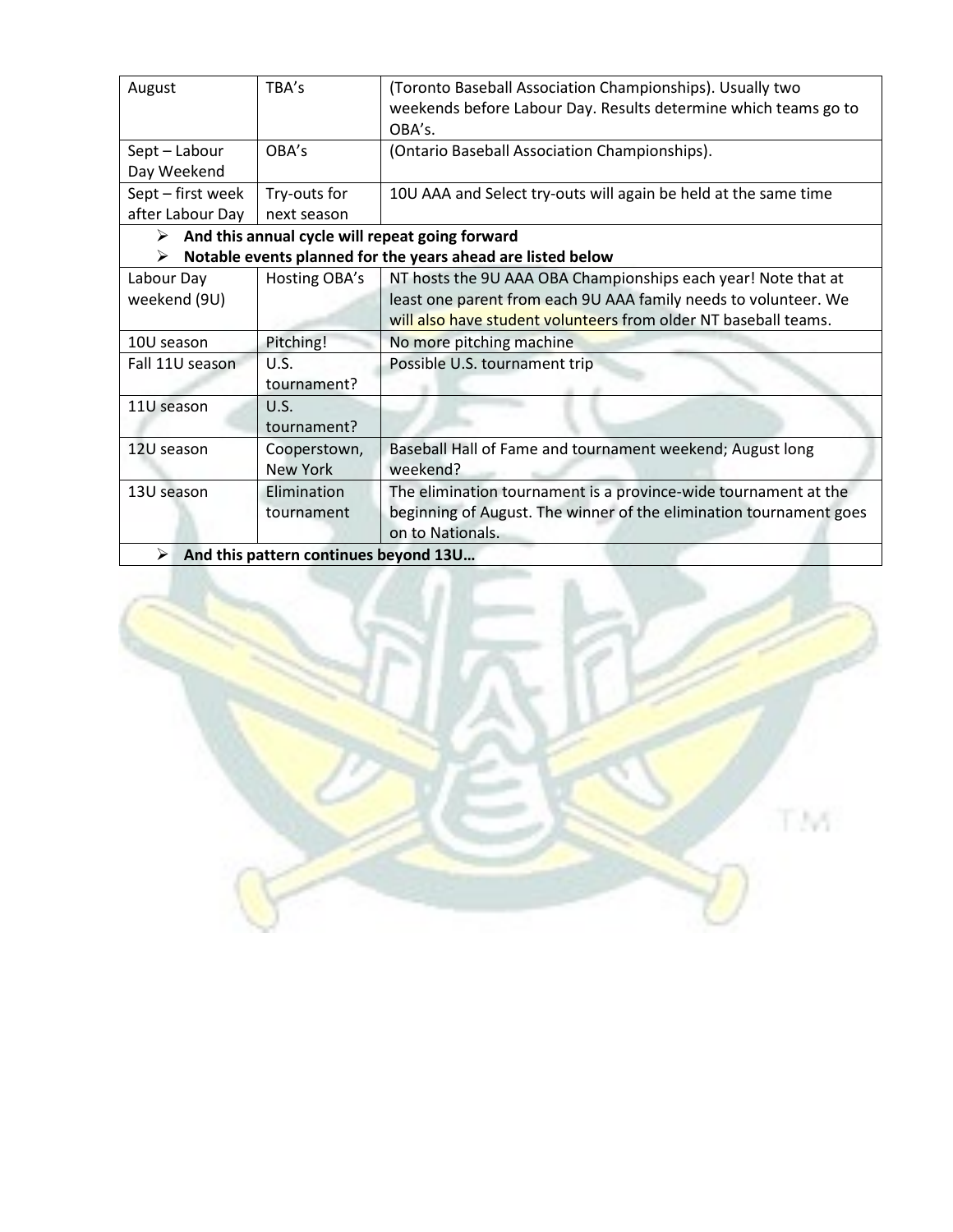| | | |
|---|---|---|
| August | TBA's | (Toronto Baseball Association Championships). Usually two weekends before Labour Day. Results determine which teams go to OBA's. |
| Sept – Labour Day Weekend | OBA's | (Ontario Baseball Association Championships). |
| Sept – first week after Labour Day | Try-outs for next season | 10U AAA and Select try-outs will again be held at the same time |
| ➢ **And this annual cycle will repeat going forward**<br>➢ **Notable events planned for the years ahead are listed below** | | |
| Labour Day weekend (9U) | Hosting OBA's | NT hosts the 9U AAA OBA Championships each year! Note that at least one parent from each 9U AAA family needs to volunteer. We will also have student volunteers from older NT baseball teams. |
| 10U season | Pitching! | No more pitching machine |
| Fall 11U season | U.S. tournament? | Possible U.S. tournament trip |
| 11U season | U.S. tournament? | |
| 12U season | Cooperstown, New York | Baseball Hall of Fame and tournament weekend; August long weekend? |
| 13U season | Elimination tournament | The elimination tournament is a province-wide tournament at the beginning of August. The winner of the elimination tournament goes on to Nationals. |
| ➢ **And this pattern continues beyond 13U…** | | |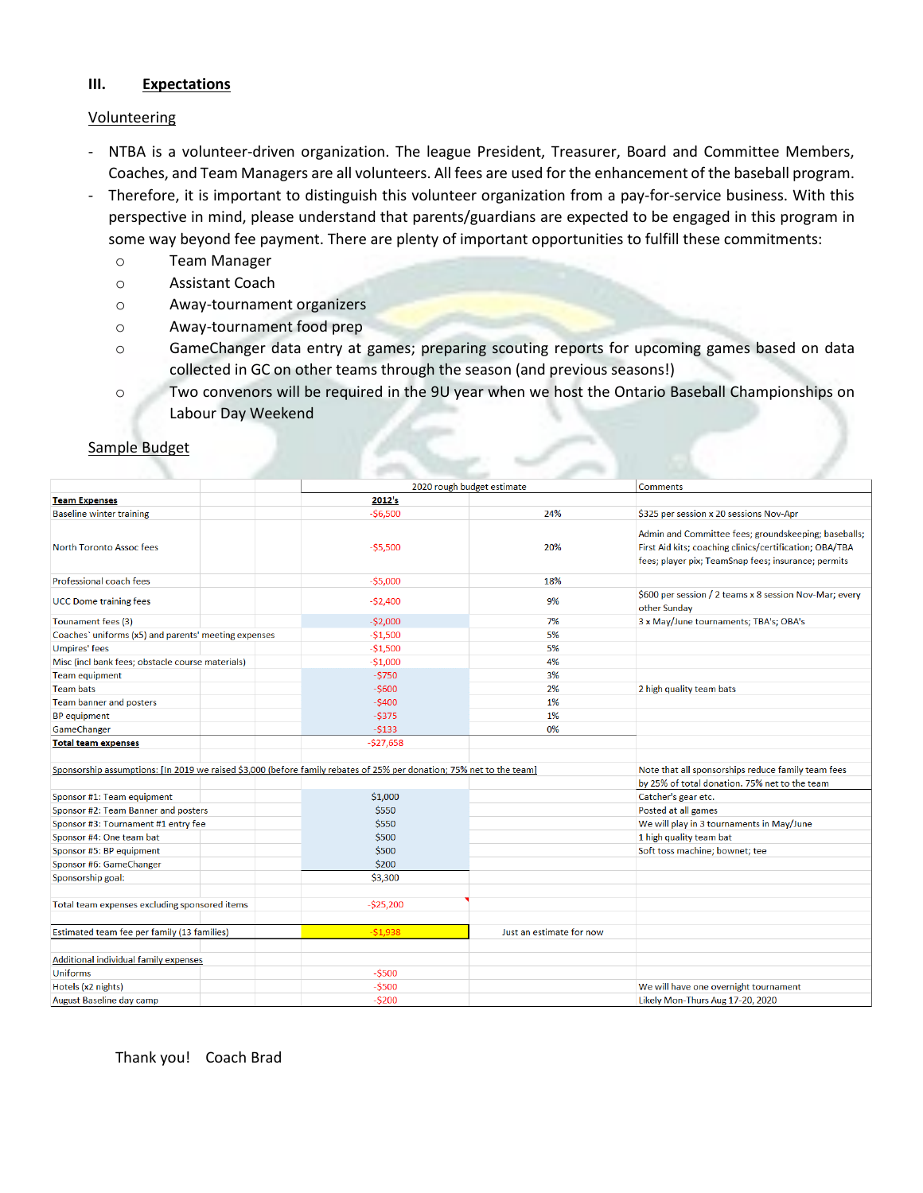## III. Expectations

### Volunteering

- NTBA is a volunteer-driven organization. The league President, Treasurer, Board and Committee Members, Coaches, and Team Managers are all volunteers. All fees are used for the enhancement of the baseball program.
- Therefore, it is important to distinguish this volunteer organization from a pay-for-service business. With this perspective in mind, please understand that parents/guardians are expected to be engaged in this program in some way beyond fee payment. There are plenty of important opportunities to fulfill these commitments:
  - Team Manager
  - Assistant Coach
  - Away-tournament organizers
  - Away-tournament food prep
  - GameChanger data entry at games; preparing scouting reports for upcoming games based on data collected in GC on other teams through the season (and previous seasons!)
  - Two convenors will be required in the 9U year when we host the Ontario Baseball Championships on Labour Day Weekend

### Sample Budget

| | 2020 rough budget estimate | | Comments |
|---|---|---|---|
| **Team Expenses** | **2012's** | | |
| Baseline winter training | -$6,500 | 24% | $325 per session x 20 sessions Nov-Apr |
| North Toronto Assoc fees | -$5,500 | 20% | Admin and Committee fees; groundskeeping; baseballs; First Aid kits; coaching clinics/certification; OBA/TBA fees; player pix; TeamSnap fees; insurance; permits |
| Professional coach fees | -$5,000 | 18% | |
| UCC Dome training fees | -$2,400 | 9% | $600 per session / 2 teams x 8 session Nov-Mar; every other Sunday |
| Tounament fees (3) | -$2,000 | 7% | 3 x May/June tournaments; TBA's; OBA's |
| Coaches' uniforms (x5) and parents' meeting expenses | -$1,500 | 5% | |
| Umpires' fees | -$1,500 | 5% | |
| Misc (incl bank fees; obstacle course materials) | -$1,000 | 4% | |
| Team equipment | -$750 | 3% | |
| Team bats | -$600 | 2% | 2 high quality team bats |
| Team banner and posters | -$400 | 1% | |
| BP equipment | -$375 | 1% | |
| GameChanger | -$133 | 0% | |
| **Total team expenses** | -$27,658 | | |
| Sponsorship assumptions: [In 2019 we raised $3,000 (before family rebates of 25% per donation; 75% net to the team] | | | Note that all sponsorships reduce family team fees by 25% of total donation. 75% net to the team |
| Sponsor #1: Team equipment | $1,000 | | Catcher's gear etc. |
| Sponsor #2: Team Banner and posters | $550 | | Posted at all games |
| Sponsor #3: Tournament #1 entry fee | $550 | | We will play in 3 tournaments in May/June |
| Sponsor #4: One team bat | $500 | | 1 high quality team bat |
| Sponsor #5: BP equipment | $500 | | Soft toss machine; bownet; tee |
| Sponsor #6: GameChanger | $200 | | |
| Sponsorship goal: | $3,300 | | |
| Total team expenses excluding sponsored items | -$25,200 | | |
| Estimated team fee per family (13 families) | -$1,938 | Just an estimate for now | |
| Additional individual family expenses | | | |
| Uniforms | -$500 | | |
| Hotels (x2 nights) | -$500 | | We will have one overnight tournament |
| August Baseline day camp | -$200 | | Likely Mon-Thurs Aug 17-20, 2020 |

Thank you! Coach Brad